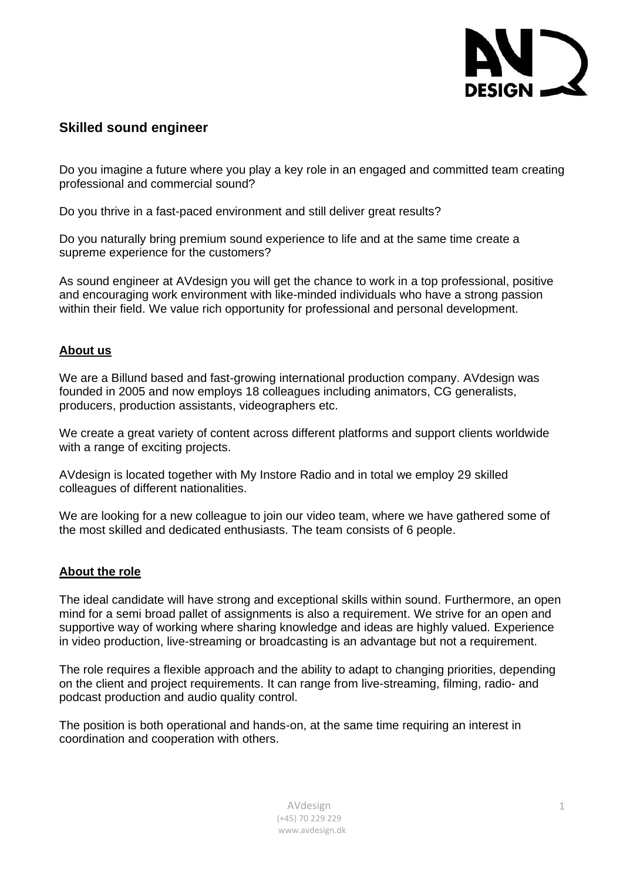# Skilled sound engineer

Do you imagine a future where you play a key role in an engaged and committed team creating professional and commercial sound?

Do you thrive in a fast-paced environment and still deliver great results?

Do you naturally bring premium sound experience to life and at the same time create a supreme experience for the customers?

As sound engineer at AVdesign you will get the chance to work in a top professional, positive and encouraging work environment with like-minded individuals who have a strong passion within their field. We value rich opportunity for professional and personal development.

## About us

We are a Billund based and fast-growing international production company. AVdesign was founded in 2005 and now employs 18 colleagues including animators, CG generalists, producers, production assistants, videographers etc.

We create a great variety of content across different platforms and support clients worldwide with a range of exciting projects.

AVdesign is located together with My Instore Radio and in total we employ 29 skilled colleagues of different nationalities.

We are looking for a new colleague to join our video team, where we have gathered some of the most skilled and dedicated enthusiasts. The team consists of 6 people.

## About the role

The ideal candidate will have strong and exceptional skills within sound. Furthermore, an open mind for a semi broad pallet of assignments is also a requirement. We strive for an open and supportive way of working where sharing knowledge and ideas are highly valued. Experience in video production, live-streaming or broadcasting is an advantage but not a requirement.

The role requires a flexible approach and the ability to adapt to changing priorities, depending on the client and project requirements. It can range from live-streaming, filming, radio- and podcast production and audio quality control.

The position is both operational and hands-on, at the same time requiring an interest in coordination and cooperation with others.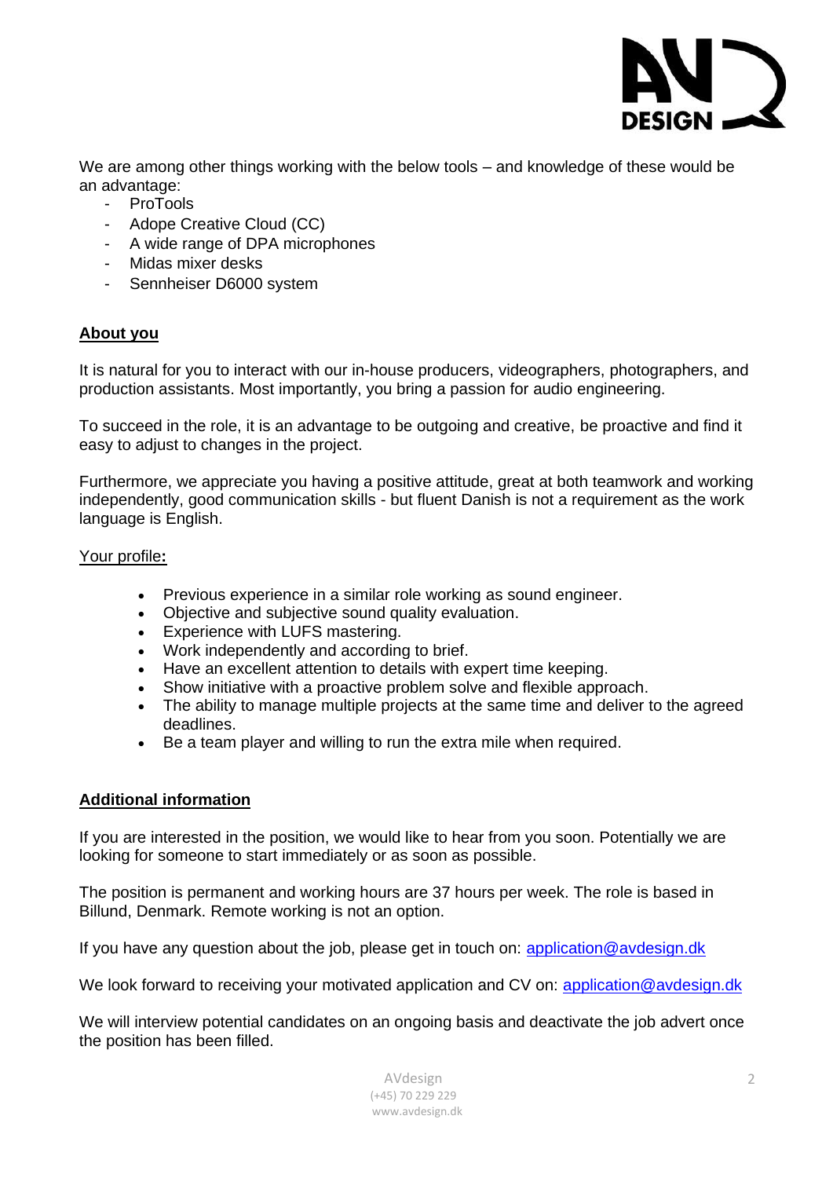We are among other things working with the below tools – and knowledge of these would be an advantage:

- ProTools
- Adope Creative Cloud (CC)
- A wide range of DPA microphones
- Midas mixer desks
- Sennheiser D6000 system

## About you

It is natural for you to interact with our in-house producers, videographers, photographers, and production assistants. Most importantly, you bring a passion for audio engineering.

To succeed in the role, it is an advantage to be outgoing and creative, be proactive and find it easy to adjust to changes in the project.

Furthermore, we appreciate you having a positive attitude, great at both teamwork and working independently, good communication skills - but fluent Danish is not a requirement as the work language is English.

Your profile**:**

- Previous experience in a similar role working as sound engineer.
- Objective and subjective sound quality evaluation.
- Experience with LUFS mastering.
- Work independently and according to brief.
- Have an excellent attention to details with expert time keeping.
- Show initiative with a proactive problem solve and flexible approach.
- The ability to manage multiple projects at the same time and deliver to the agreed deadlines.
- Be a team player and willing to run the extra mile when required.

## Additional information

If you are interested in the position, we would like to hear from you soon. Potentially we are looking for someone to start immediately or as soon as possible.

The position is permanent and working hours are 37 hours per week. The role is based in Billund, Denmark. Remote working is not an option.

If you have any question about the job, please get in touch on: application@avdesign.dk

We look forward to receiving your motivated application and CV on: application@avdesign.dk

We will interview potential candidates on an ongoing basis and deactivate the job advert once the position has been filled.